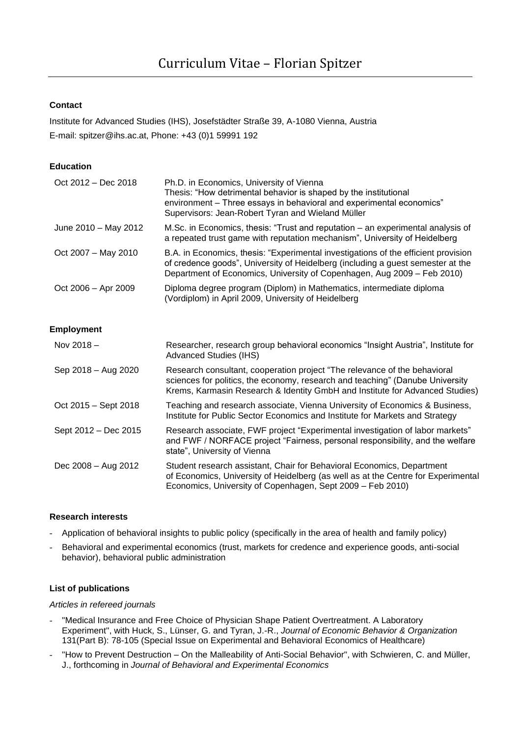# Curriculum Vitae – Florian Spitzer

## Contact

Institute for Advanced Studies (IHS), Josefstädter Straße 39, A-1080 Vienna, Austria

E-mail: spitzer@ihs.ac.at, Phone: +43 (0)1 59991 192

## Education

| | |
|---|---|
| Oct 2012 – Dec 2018 | Ph.D. in Economics, University of Vienna<br>Thesis: "How detrimental behavior is shaped by the institutional environment – Three essays in behavioral and experimental economics"<br>Supervisors: Jean-Robert Tyran and Wieland Müller |
| June 2010 – May 2012 | M.Sc. in Economics, thesis: "Trust and reputation – an experimental analysis of a repeated trust game with reputation mechanism", University of Heidelberg |
| Oct 2007 – May 2010 | B.A. in Economics, thesis: "Experimental investigations of the efficient provision of credence goods", University of Heidelberg (including a guest semester at the Department of Economics, University of Copenhagen, Aug 2009 – Feb 2010) |
| Oct 2006 – Apr 2009 | Diploma degree program (Diplom) in Mathematics, intermediate diploma (Vordiplom) in April 2009, University of Heidelberg |

## Employment

| | |
|---|---|
| Nov 2018 – | Researcher, research group behavioral economics "Insight Austria", Institute for Advanced Studies (IHS) |
| Sep 2018 – Aug 2020 | Research consultant, cooperation project "The relevance of the behavioral sciences for politics, the economy, research and teaching" (Danube University Krems, Karmasin Research & Identity GmbH and Institute for Advanced Studies) |
| Oct 2015 – Sept 2018 | Teaching and research associate, Vienna University of Economics & Business, Institute for Public Sector Economics and Institute for Markets and Strategy |
| Sept 2012 – Dec 2015 | Research associate, FWF project "Experimental investigation of labor markets" and FWF / NORFACE project "Fairness, personal responsibility, and the welfare state", University of Vienna |
| Dec 2008 – Aug 2012 | Student research assistant, Chair for Behavioral Economics, Department of Economics, University of Heidelberg (as well as at the Centre for Experimental Economics, University of Copenhagen, Sept 2009 – Feb 2010) |

## Research interests

- Application of behavioral insights to public policy (specifically in the area of health and family policy)
- Behavioral and experimental economics (trust, markets for credence and experience goods, anti-social behavior), behavioral public administration

## List of publications

*Articles in refereed journals*

- "Medical Insurance and Free Choice of Physician Shape Patient Overtreatment. A Laboratory Experiment", with Huck, S., Lünser, G. and Tyran, J.-R., *Journal of Economic Behavior & Organization* 131(Part B): 78-105 (Special Issue on Experimental and Behavioral Economics of Healthcare)
- "How to Prevent Destruction – On the Malleability of Anti-Social Behavior", with Schwieren, C. and Müller, J., forthcoming in *Journal of Behavioral and Experimental Economics*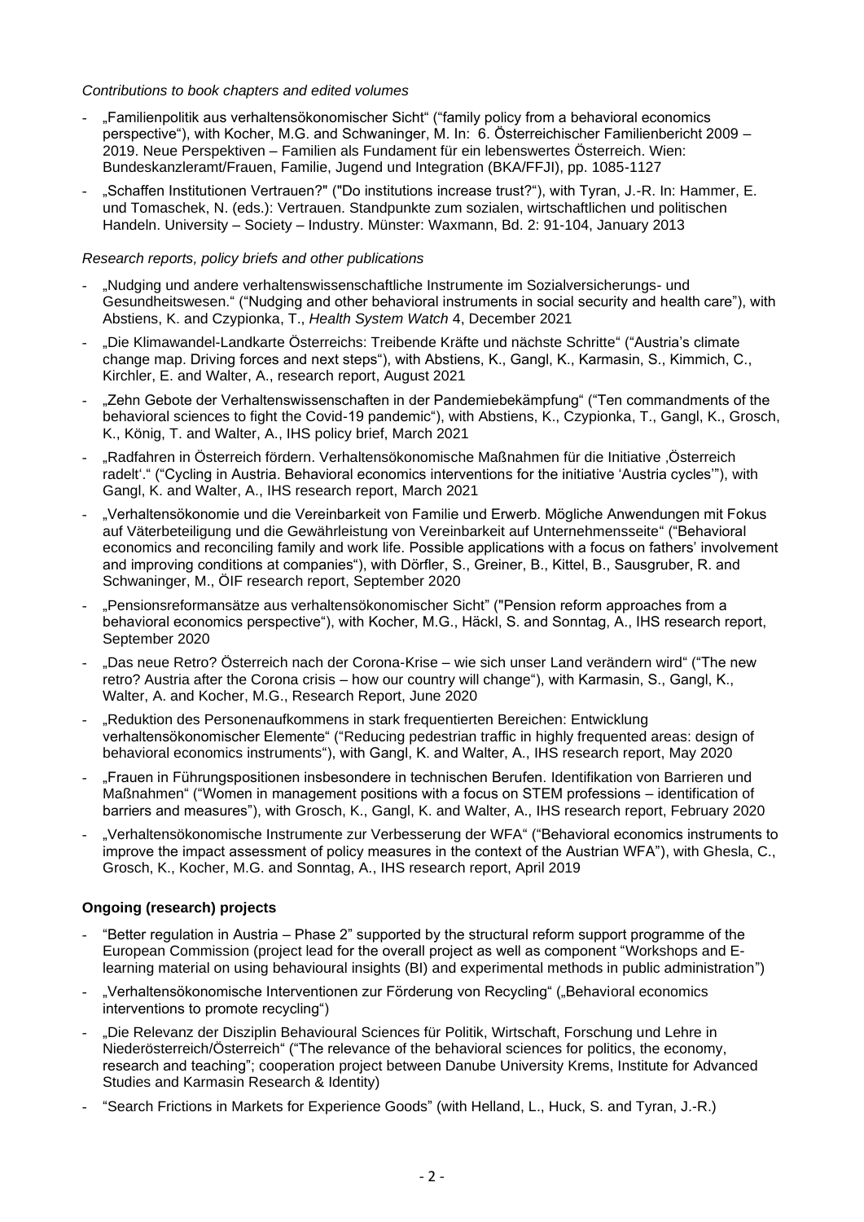*Contributions to book chapters and edited volumes*

- „Familienpolitik aus verhaltensökonomischer Sicht" ("family policy from a behavioral economics perspective"), with Kocher, M.G. and Schwaninger, M. In: 6. Österreichischer Familienbericht 2009 – 2019. Neue Perspektiven – Familien als Fundament für ein lebenswertes Österreich. Wien: Bundeskanzleramt/Frauen, Familie, Jugend und Integration (BKA/FFJI), pp. 1085-1127
- „Schaffen Institutionen Vertrauen?" ("Do institutions increase trust?"), with Tyran, J.-R. In: Hammer, E. und Tomaschek, N. (eds.): Vertrauen. Standpunkte zum sozialen, wirtschaftlichen und politischen Handeln. University – Society – Industry. Münster: Waxmann, Bd. 2: 91-104, January 2013

*Research reports, policy briefs and other publications*

- „Nudging und andere verhaltenswissenschaftliche Instrumente im Sozialversicherungs- und Gesundheitswesen." ("Nudging and other behavioral instruments in social security and health care"), with Abstiens, K. and Czypionka, T., *Health System Watch* 4, December 2021
- „Die Klimawandel-Landkarte Österreichs: Treibende Kräfte und nächste Schritte" ("Austria's climate change map. Driving forces and next steps"), with Abstiens, K., Gangl, K., Karmasin, S., Kimmich, C., Kirchler, E. and Walter, A., research report, August 2021
- „Zehn Gebote der Verhaltenswissenschaften in der Pandemiebekämpfung" ("Ten commandments of the behavioral sciences to fight the Covid-19 pandemic"), with Abstiens, K., Czypionka, T., Gangl, K., Grosch, K., König, T. and Walter, A., IHS policy brief, March 2021
- „Radfahren in Österreich fördern. Verhaltensökonomische Maßnahmen für die Initiative ‚Österreich radelt'." ("Cycling in Austria. Behavioral economics interventions for the initiative 'Austria cycles'"), with Gangl, K. and Walter, A., IHS research report, March 2021
- „Verhaltensökonomie und die Vereinbarkeit von Familie und Erwerb. Mögliche Anwendungen mit Fokus auf Väterbeteiligung und die Gewährleistung von Vereinbarkeit auf Unternehmensseite" ("Behavioral economics and reconciling family and work life. Possible applications with a focus on fathers' involvement and improving conditions at companies"), with Dörfler, S., Greiner, B., Kittel, B., Sausgruber, R. and Schwaninger, M., ÖIF research report, September 2020
- „Pensionsreformansätze aus verhaltensökonomischer Sicht" ("Pension reform approaches from a behavioral economics perspective"), with Kocher, M.G., Häckl, S. and Sonntag, A., IHS research report, September 2020
- „Das neue Retro? Österreich nach der Corona-Krise – wie sich unser Land verändern wird" ("The new retro? Austria after the Corona crisis – how our country will change"), with Karmasin, S., Gangl, K., Walter, A. and Kocher, M.G., Research Report, June 2020
- „Reduktion des Personenaufkommens in stark frequentierten Bereichen: Entwicklung verhaltensökonomischer Elemente" ("Reducing pedestrian traffic in highly frequented areas: design of behavioral economics instruments"), with Gangl, K. and Walter, A., IHS research report, May 2020
- „Frauen in Führungspositionen insbesondere in technischen Berufen. Identifikation von Barrieren und Maßnahmen" ("Women in management positions with a focus on STEM professions – identification of barriers and measures"), with Grosch, K., Gangl, K. and Walter, A., IHS research report, February 2020
- „Verhaltensökonomische Instrumente zur Verbesserung der WFA" ("Behavioral economics instruments to improve the impact assessment of policy measures in the context of the Austrian WFA"), with Ghesla, C., Grosch, K., Kocher, M.G. and Sonntag, A., IHS research report, April 2019

**Ongoing (research) projects**

- "Better regulation in Austria – Phase 2" supported by the structural reform support programme of the European Commission (project lead for the overall project as well as component "Workshops and E-learning material on using behavioural insights (BI) and experimental methods in public administration")
- „Verhaltensökonomische Interventionen zur Förderung von Recycling" („Behavioral economics interventions to promote recycling")
- „Die Relevanz der Disziplin Behavioural Sciences für Politik, Wirtschaft, Forschung und Lehre in Niederösterreich/Österreich" ("The relevance of the behavioral sciences for politics, the economy, research and teaching"; cooperation project between Danube University Krems, Institute for Advanced Studies and Karmasin Research & Identity)
- "Search Frictions in Markets for Experience Goods" (with Helland, L., Huck, S. and Tyran, J.-R.)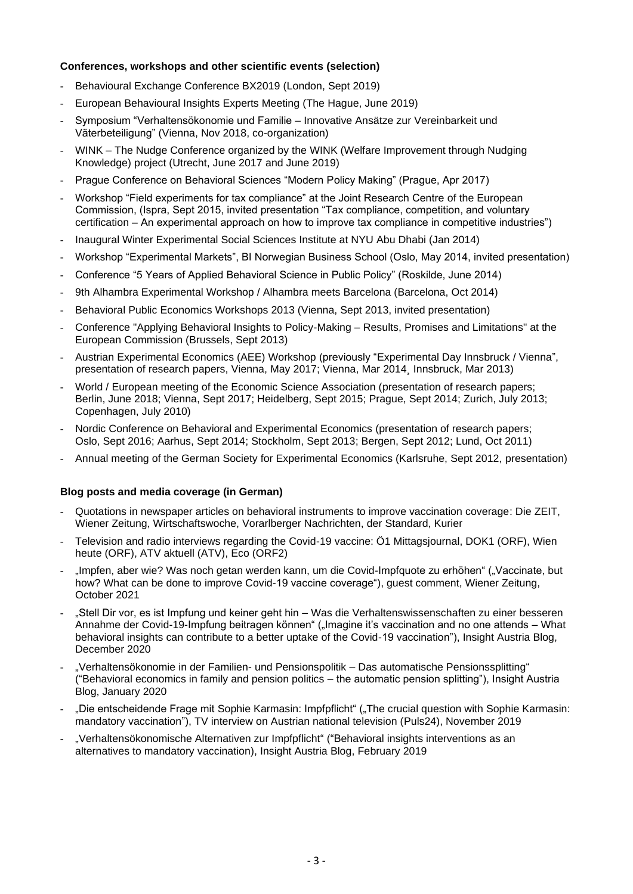**Conferences, workshops and other scientific events (selection)**

- Behavioural Exchange Conference BX2019 (London, Sept 2019)
- European Behavioural Insights Experts Meeting (The Hague, June 2019)
- Symposium "Verhaltensökonomie und Familie – Innovative Ansätze zur Vereinbarkeit und Väterbeteiligung" (Vienna, Nov 2018, co-organization)
- WINK – The Nudge Conference organized by the WINK (Welfare Improvement through Nudging Knowledge) project (Utrecht, June 2017 and June 2019)
- Prague Conference on Behavioral Sciences "Modern Policy Making" (Prague, Apr 2017)
- Workshop "Field experiments for tax compliance" at the Joint Research Centre of the European Commission, (Ispra, Sept 2015, invited presentation "Tax compliance, competition, and voluntary certification – An experimental approach on how to improve tax compliance in competitive industries")
- Inaugural Winter Experimental Social Sciences Institute at NYU Abu Dhabi (Jan 2014)
- Workshop "Experimental Markets", BI Norwegian Business School (Oslo, May 2014, invited presentation)
- Conference "5 Years of Applied Behavioral Science in Public Policy" (Roskilde, June 2014)
- 9th Alhambra Experimental Workshop / Alhambra meets Barcelona (Barcelona, Oct 2014)
- Behavioral Public Economics Workshops 2013 (Vienna, Sept 2013, invited presentation)
- Conference "Applying Behavioral Insights to Policy-Making – Results, Promises and Limitations" at the European Commission (Brussels, Sept 2013)
- Austrian Experimental Economics (AEE) Workshop (previously "Experimental Day Innsbruck / Vienna", presentation of research papers, Vienna, May 2017; Vienna, Mar 2014¸ Innsbruck, Mar 2013)
- World / European meeting of the Economic Science Association (presentation of research papers; Berlin, June 2018; Vienna, Sept 2017; Heidelberg, Sept 2015; Prague, Sept 2014; Zurich, July 2013; Copenhagen, July 2010)
- Nordic Conference on Behavioral and Experimental Economics (presentation of research papers; Oslo, Sept 2016; Aarhus, Sept 2014; Stockholm, Sept 2013; Bergen, Sept 2012; Lund, Oct 2011)
- Annual meeting of the German Society for Experimental Economics (Karlsruhe, Sept 2012, presentation)

**Blog posts and media coverage (in German)**

- Quotations in newspaper articles on behavioral instruments to improve vaccination coverage: Die ZEIT, Wiener Zeitung, Wirtschaftswoche, Vorarlberger Nachrichten, der Standard, Kurier
- Television and radio interviews regarding the Covid-19 vaccine: Ö1 Mittagsjournal, DOK1 (ORF), Wien heute (ORF), ATV aktuell (ATV), Eco (ORF2)
- „Impfen, aber wie? Was noch getan werden kann, um die Covid-Impfquote zu erhöhen" („Vaccinate, but how? What can be done to improve Covid-19 vaccine coverage"), guest comment, Wiener Zeitung, October 2021
- „Stell Dir vor, es ist Impfung und keiner geht hin – Was die Verhaltenswissenschaften zu einer besseren Annahme der Covid-19-Impfung beitragen können" („Imagine it's vaccination and no one attends – What behavioral insights can contribute to a better uptake of the Covid-19 vaccination"), Insight Austria Blog, December 2020
- „Verhaltensökonomie in der Familien- und Pensionspolitik – Das automatische Pensionssplitting" ("Behavioral economics in family and pension politics – the automatic pension splitting"), Insight Austria Blog, January 2020
- „Die entscheidende Frage mit Sophie Karmasin: Impfpflicht" („The crucial question with Sophie Karmasin: mandatory vaccination"), TV interview on Austrian national television (Puls24), November 2019
- „Verhaltensökonomische Alternativen zur Impfpflicht" ("Behavioral insights interventions as an alternatives to mandatory vaccination), Insight Austria Blog, February 2019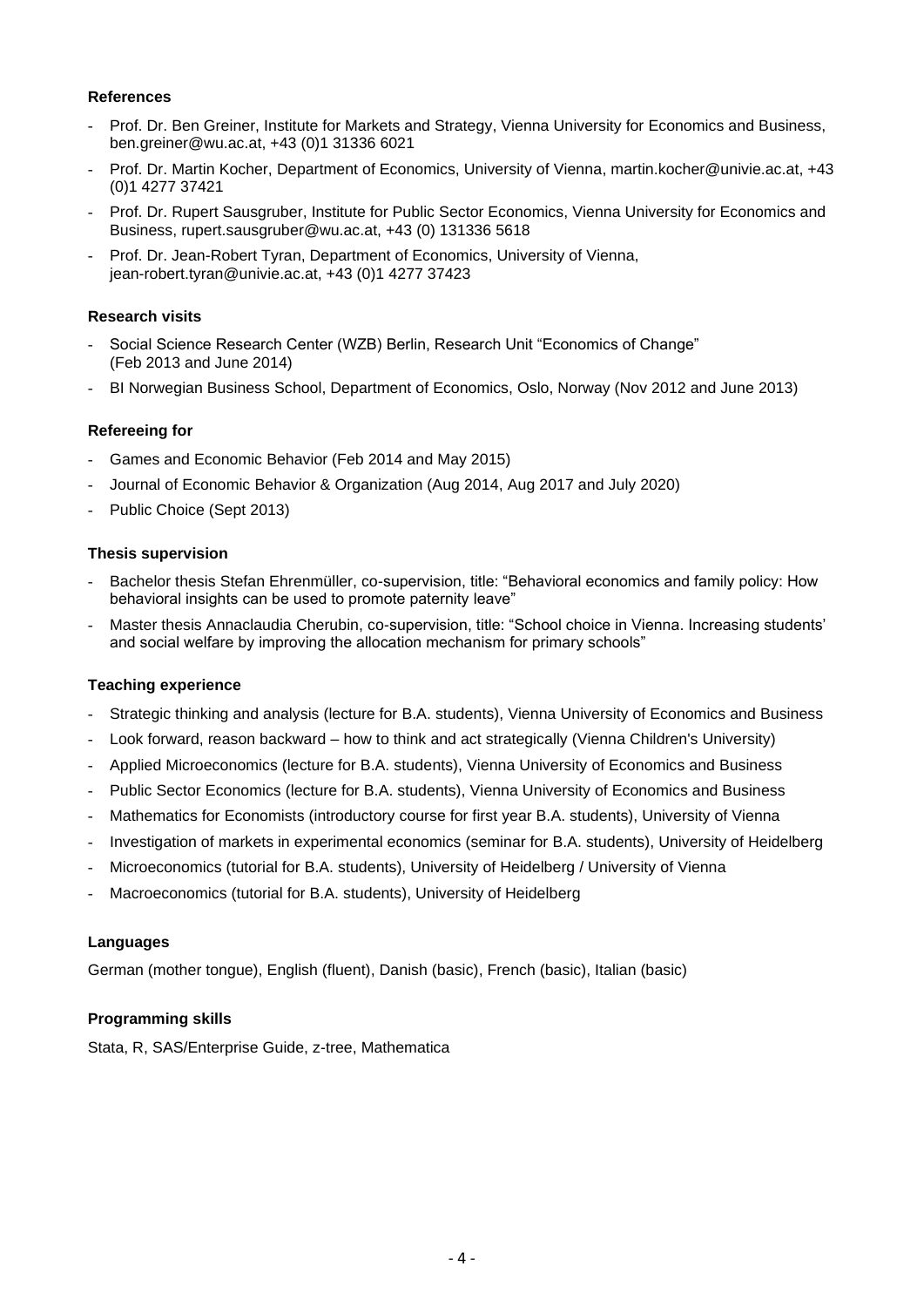### References

- Prof. Dr. Ben Greiner, Institute for Markets and Strategy, Vienna University for Economics and Business, ben.greiner@wu.ac.at, +43 (0)1 31336 6021
- Prof. Dr. Martin Kocher, Department of Economics, University of Vienna, martin.kocher@univie.ac.at, +43 (0)1 4277 37421
- Prof. Dr. Rupert Sausgruber, Institute for Public Sector Economics, Vienna University for Economics and Business, rupert.sausgruber@wu.ac.at, +43 (0) 131336 5618
- Prof. Dr. Jean-Robert Tyran, Department of Economics, University of Vienna, jean-robert.tyran@univie.ac.at, +43 (0)1 4277 37423

### Research visits

- Social Science Research Center (WZB) Berlin, Research Unit "Economics of Change" (Feb 2013 and June 2014)
- BI Norwegian Business School, Department of Economics, Oslo, Norway (Nov 2012 and June 2013)

### Refereeing for

- Games and Economic Behavior (Feb 2014 and May 2015)
- Journal of Economic Behavior & Organization (Aug 2014, Aug 2017 and July 2020)
- Public Choice (Sept 2013)

### Thesis supervision

- Bachelor thesis Stefan Ehrenmüller, co-supervision, title: "Behavioral economics and family policy: How behavioral insights can be used to promote paternity leave"
- Master thesis Annaclaudia Cherubin, co-supervision, title: "School choice in Vienna. Increasing students' and social welfare by improving the allocation mechanism for primary schools"

### Teaching experience

- Strategic thinking and analysis (lecture for B.A. students), Vienna University of Economics and Business
- Look forward, reason backward – how to think and act strategically (Vienna Children's University)
- Applied Microeconomics (lecture for B.A. students), Vienna University of Economics and Business
- Public Sector Economics (lecture for B.A. students), Vienna University of Economics and Business
- Mathematics for Economists (introductory course for first year B.A. students), University of Vienna
- Investigation of markets in experimental economics (seminar for B.A. students), University of Heidelberg
- Microeconomics (tutorial for B.A. students), University of Heidelberg / University of Vienna
- Macroeconomics (tutorial for B.A. students), University of Heidelberg

### Languages

German (mother tongue), English (fluent), Danish (basic), French (basic), Italian (basic)

### Programming skills

Stata, R, SAS/Enterprise Guide, z-tree, Mathematica